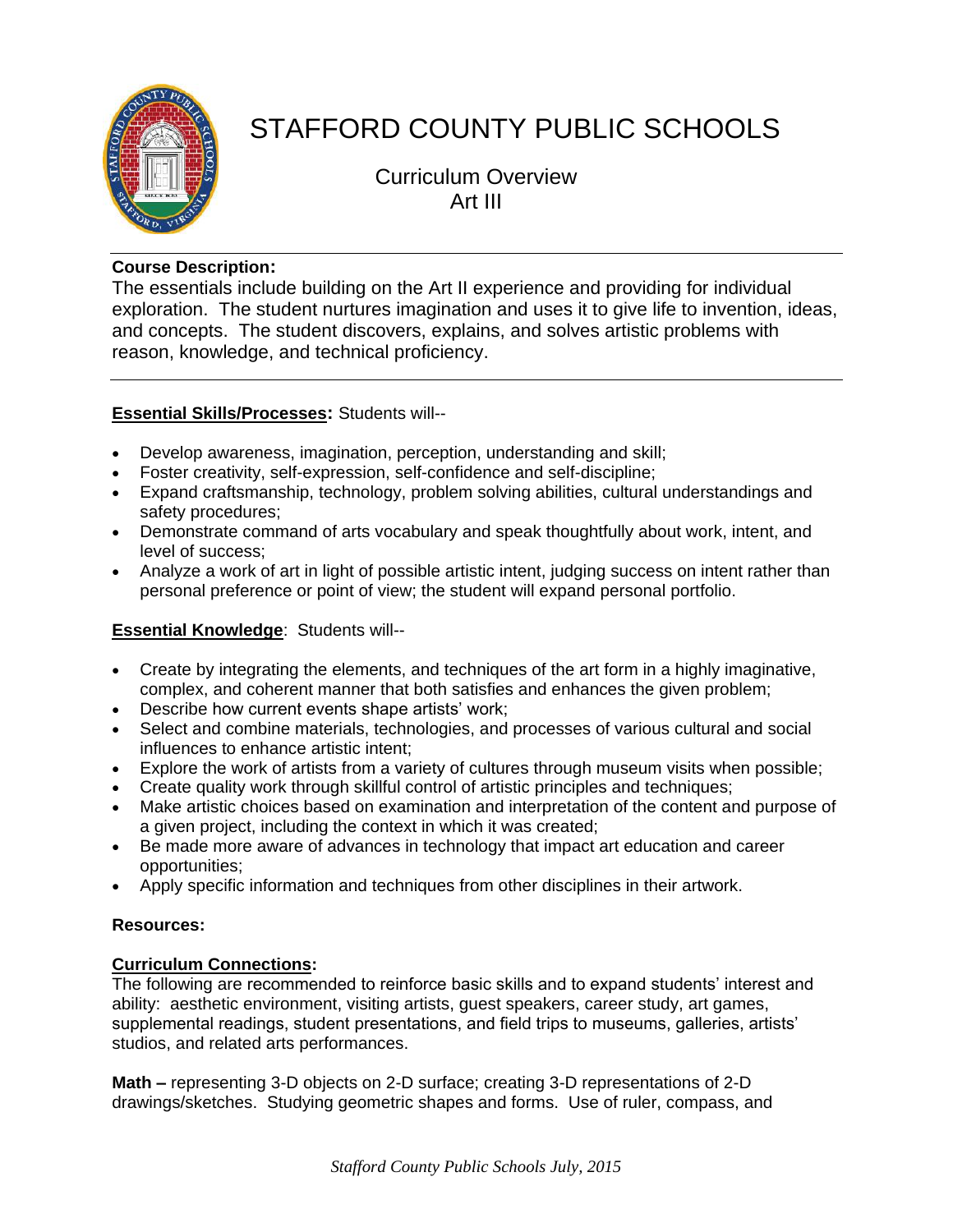# STAFFORD COUNTY PUBLIC SCHOOLS

## Curriculum Overview
## Art III

**Course Description:**
The essentials include building on the Art II experience and providing for individual exploration. The student nurtures imagination and uses it to give life to invention, ideas, and concepts. The student discovers, explains, and solves artistic problems with reason, knowledge, and technical proficiency.

**Essential Skills/Processes:** Students will--

- Develop awareness, imagination, perception, understanding and skill;
- Foster creativity, self-expression, self-confidence and self-discipline;
- Expand craftsmanship, technology, problem solving abilities, cultural understandings and safety procedures;
- Demonstrate command of arts vocabulary and speak thoughtfully about work, intent, and level of success;
- Analyze a work of art in light of possible artistic intent, judging success on intent rather than personal preference or point of view; the student will expand personal portfolio.

**Essential Knowledge**: Students will--

- Create by integrating the elements, and techniques of the art form in a highly imaginative, complex, and coherent manner that both satisfies and enhances the given problem;
- Describe how current events shape artists' work;
- Select and combine materials, technologies, and processes of various cultural and social influences to enhance artistic intent;
- Explore the work of artists from a variety of cultures through museum visits when possible;
- Create quality work through skillful control of artistic principles and techniques;
- Make artistic choices based on examination and interpretation of the content and purpose of a given project, including the context in which it was created;
- Be made more aware of advances in technology that impact art education and career opportunities;
- Apply specific information and techniques from other disciplines in their artwork.

**Resources:**

**Curriculum Connections:**
The following are recommended to reinforce basic skills and to expand students' interest and ability: aesthetic environment, visiting artists, guest speakers, career study, art games, supplemental readings, student presentations, and field trips to museums, galleries, artists' studios, and related arts performances.

**Math –** representing 3-D objects on 2-D surface; creating 3-D representations of 2-D drawings/sketches. Studying geometric shapes and forms. Use of ruler, compass, and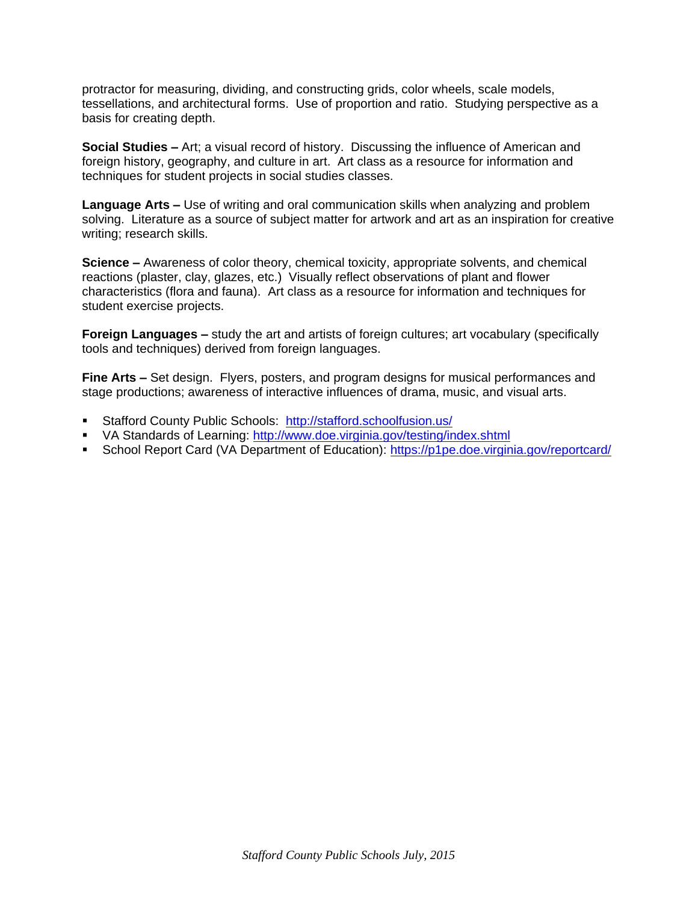protractor for measuring, dividing, and constructing grids, color wheels, scale models, tessellations, and architectural forms. Use of proportion and ratio. Studying perspective as a basis for creating depth.

**Social Studies –** Art; a visual record of history. Discussing the influence of American and foreign history, geography, and culture in art. Art class as a resource for information and techniques for student projects in social studies classes.

**Language Arts –** Use of writing and oral communication skills when analyzing and problem solving. Literature as a source of subject matter for artwork and art as an inspiration for creative writing; research skills.

**Science –** Awareness of color theory, chemical toxicity, appropriate solvents, and chemical reactions (plaster, clay, glazes, etc.) Visually reflect observations of plant and flower characteristics (flora and fauna). Art class as a resource for information and techniques for student exercise projects.

**Foreign Languages –** study the art and artists of foreign cultures; art vocabulary (specifically tools and techniques) derived from foreign languages.

**Fine Arts –** Set design. Flyers, posters, and program designs for musical performances and stage productions; awareness of interactive influences of drama, music, and visual arts.

- Stafford County Public Schools: [http://stafford.schoolfusion.us/](http://stafford.schoolfusion.us/)
- VA Standards of Learning: [http://www.doe.virginia.gov/testing/index.shtml](http://www.doe.virginia.gov/testing/index.shtml)
- School Report Card (VA Department of Education): [https://p1pe.doe.virginia.gov/reportcard/](https://p1pe.doe.virginia.gov/reportcard/)